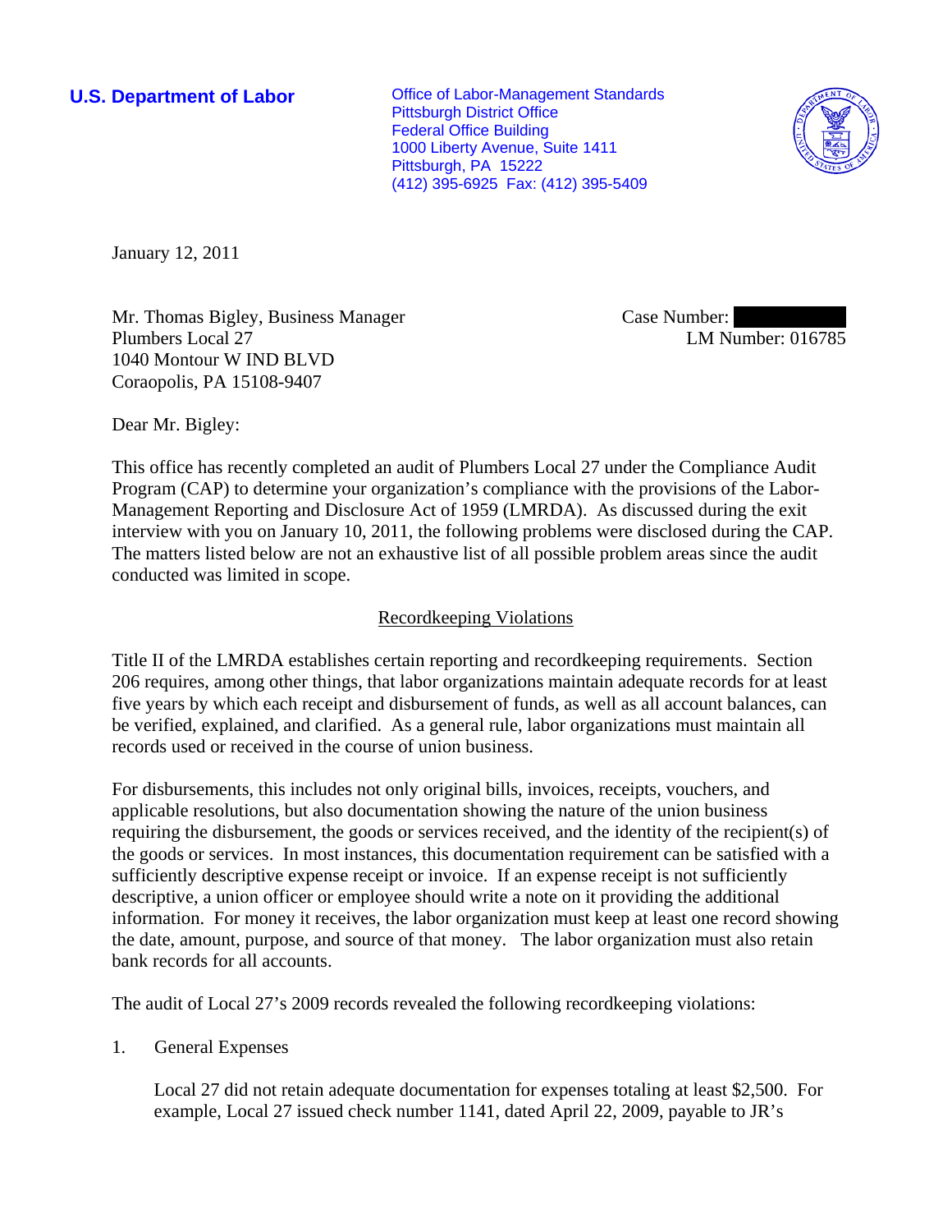**U.S. Department of Labor**

Office of Labor-Management Standards
Pittsburgh District Office
Federal Office Building
1000 Liberty Avenue, Suite 1411
Pittsburgh, PA 15222
(412) 395-6925 Fax: (412) 395-5409

January 12, 2011

Mr. Thomas Bigley, Business Manager
Plumbers Local 27
1040 Montour W IND BLVD
Coraopolis, PA 15108-9407

Case Number:
LM Number: 016785

Dear Mr. Bigley:

This office has recently completed an audit of Plumbers Local 27 under the Compliance Audit Program (CAP) to determine your organization's compliance with the provisions of the Labor-Management Reporting and Disclosure Act of 1959 (LMRDA). As discussed during the exit interview with you on January 10, 2011, the following problems were disclosed during the CAP. The matters listed below are not an exhaustive list of all possible problem areas since the audit conducted was limited in scope.

## Recordkeeping Violations

Title II of the LMRDA establishes certain reporting and recordkeeping requirements. Section 206 requires, among other things, that labor organizations maintain adequate records for at least five years by which each receipt and disbursement of funds, as well as all account balances, can be verified, explained, and clarified. As a general rule, labor organizations must maintain all records used or received in the course of union business.

For disbursements, this includes not only original bills, invoices, receipts, vouchers, and applicable resolutions, but also documentation showing the nature of the union business requiring the disbursement, the goods or services received, and the identity of the recipient(s) of the goods or services. In most instances, this documentation requirement can be satisfied with a sufficiently descriptive expense receipt or invoice. If an expense receipt is not sufficiently descriptive, a union officer or employee should write a note on it providing the additional information. For money it receives, the labor organization must keep at least one record showing the date, amount, purpose, and source of that money. The labor organization must also retain bank records for all accounts.

The audit of Local 27's 2009 records revealed the following recordkeeping violations:

1. General Expenses

   Local 27 did not retain adequate documentation for expenses totaling at least $2,500. For example, Local 27 issued check number 1141, dated April 22, 2009, payable to JR's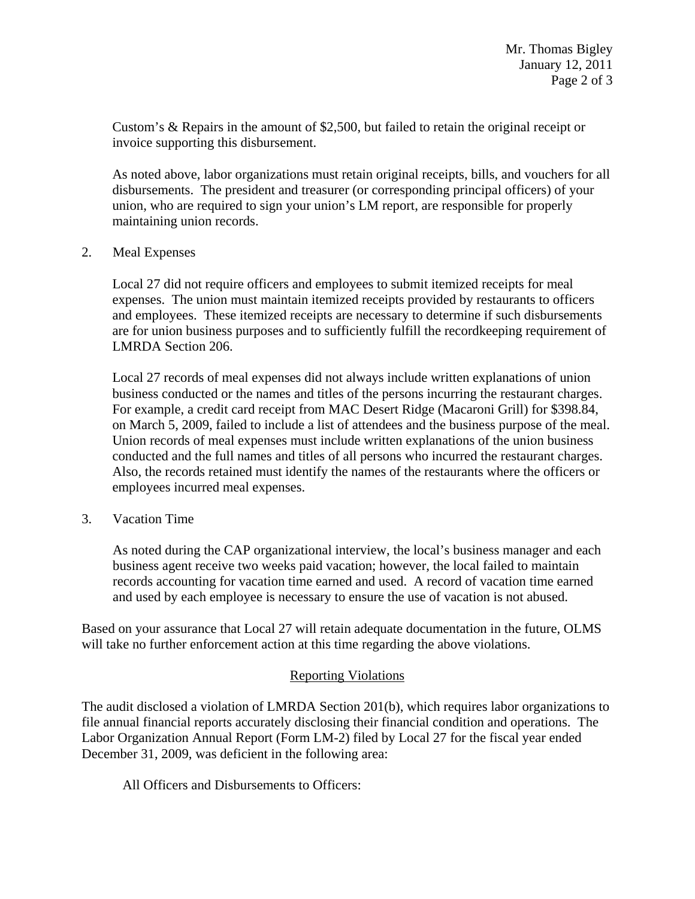Custom's & Repairs in the amount of $2,500, but failed to retain the original receipt or invoice supporting this disbursement.

As noted above, labor organizations must retain original receipts, bills, and vouchers for all disbursements. The president and treasurer (or corresponding principal officers) of your union, who are required to sign your union's LM report, are responsible for properly maintaining union records.

2. Meal Expenses

   Local 27 did not require officers and employees to submit itemized receipts for meal expenses. The union must maintain itemized receipts provided by restaurants to officers and employees. These itemized receipts are necessary to determine if such disbursements are for union business purposes and to sufficiently fulfill the recordkeeping requirement of LMRDA Section 206.

   Local 27 records of meal expenses did not always include written explanations of union business conducted or the names and titles of the persons incurring the restaurant charges. For example, a credit card receipt from MAC Desert Ridge (Macaroni Grill) for $398.84, on March 5, 2009, failed to include a list of attendees and the business purpose of the meal. Union records of meal expenses must include written explanations of the union business conducted and the full names and titles of all persons who incurred the restaurant charges. Also, the records retained must identify the names of the restaurants where the officers or employees incurred meal expenses.

3. Vacation Time

   As noted during the CAP organizational interview, the local's business manager and each business agent receive two weeks paid vacation; however, the local failed to maintain records accounting for vacation time earned and used. A record of vacation time earned and used by each employee is necessary to ensure the use of vacation is not abused.

Based on your assurance that Local 27 will retain adequate documentation in the future, OLMS will take no further enforcement action at this time regarding the above violations.

## Reporting Violations

The audit disclosed a violation of LMRDA Section 201(b), which requires labor organizations to file annual financial reports accurately disclosing their financial condition and operations. The Labor Organization Annual Report (Form LM-2) filed by Local 27 for the fiscal year ended December 31, 2009, was deficient in the following area:

All Officers and Disbursements to Officers: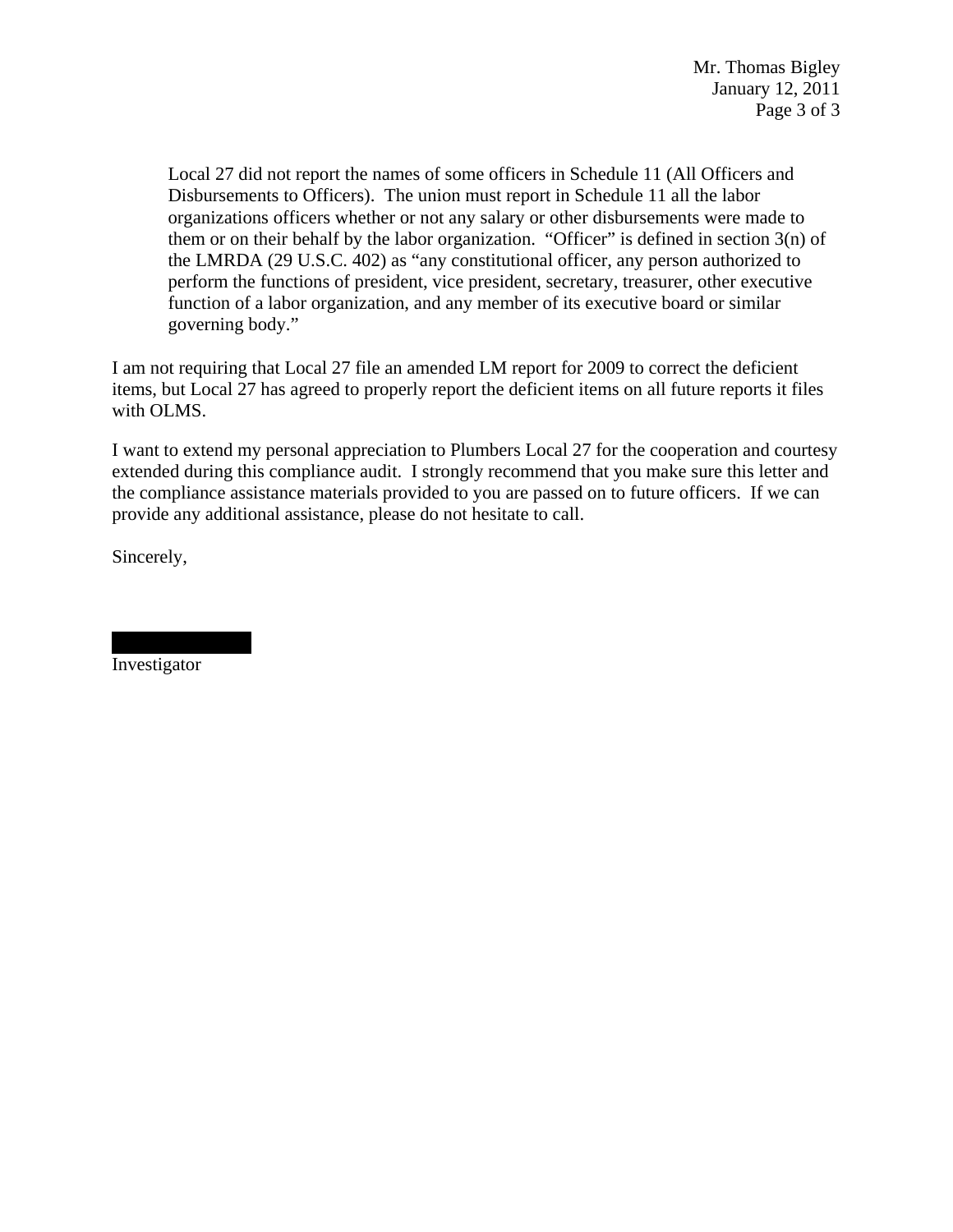Local 27 did not report the names of some officers in Schedule 11 (All Officers and Disbursements to Officers). The union must report in Schedule 11 all the labor organizations officers whether or not any salary or other disbursements were made to them or on their behalf by the labor organization. "Officer" is defined in section 3(n) of the LMRDA (29 U.S.C. 402) as "any constitutional officer, any person authorized to perform the functions of president, vice president, secretary, treasurer, other executive function of a labor organization, and any member of its executive board or similar governing body."

I am not requiring that Local 27 file an amended LM report for 2009 to correct the deficient items, but Local 27 has agreed to properly report the deficient items on all future reports it files with OLMS.

I want to extend my personal appreciation to Plumbers Local 27 for the cooperation and courtesy extended during this compliance audit. I strongly recommend that you make sure this letter and the compliance assistance materials provided to you are passed on to future officers. If we can provide any additional assistance, please do not hesitate to call.

Sincerely,

Investigator